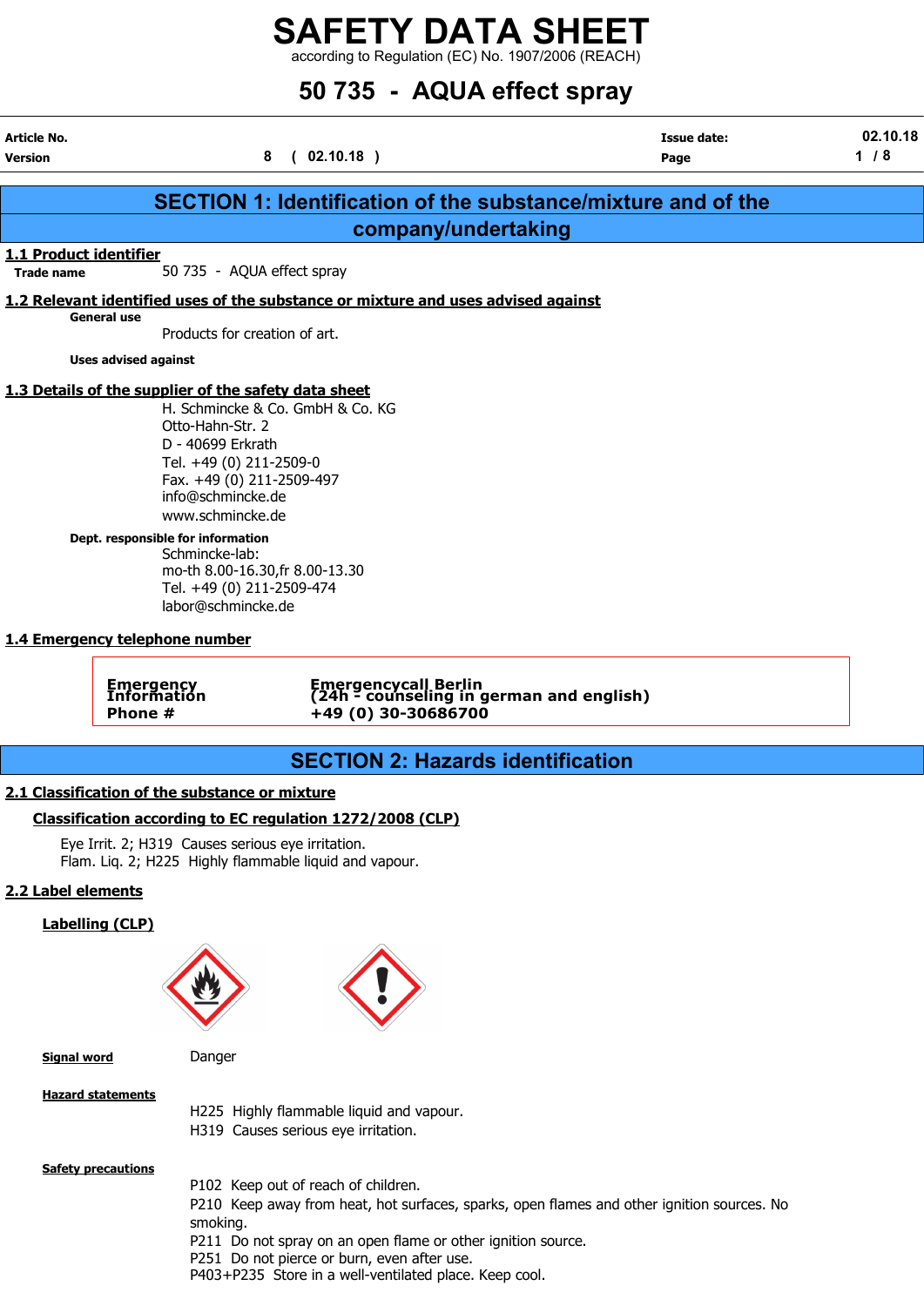# SAFETY DATA SHEET

according to Regulation (EC) No. 1907/2006 (REACH)

# 50 735 - AQUA effect spray

| | | | |
|---|---|---|---|
| **Article No.** | | **Issue date:** | 02.10.18 |
| **Version** | 8 ( 02.10.18 ) | **Page** | 1 / 8 |

## SECTION 1: Identification of the substance/mixture and of the company/undertaking

### 1.1 Product identifier

**Trade name** 50 735 - AQUA effect spray

### 1.2 Relevant identified uses of the substance or mixture and uses advised against

**General use**

Products for creation of art.

**Uses advised against**

### 1.3 Details of the supplier of the safety data sheet

H. Schmincke & Co. GmbH & Co. KG
Otto-Hahn-Str. 2
D - 40699 Erkrath
Tel. +49 (0) 211-2509-0
Fax. +49 (0) 211-2509-497
info@schmincke.de
www.schmincke.de

**Dept. responsible for information**

Schmincke-lab:
mo-th 8.00-16.30,fr 8.00-13.30
Tel. +49 (0) 211-2509-474
labor@schmincke.de

### 1.4 Emergency telephone number

| | |
|---|---|
| **Emergency Information** | **Emergencycall Berlin (24h - counseling in german and english)** |
| **Phone #** | **+49 (0) 30-30686700** |

## SECTION 2: Hazards identification

### 2.1 Classification of the substance or mixture

**Classification according to EC regulation 1272/2008 (CLP)**

Eye Irrit. 2; H319 Causes serious eye irritation.
Flam. Liq. 2; H225 Highly flammable liquid and vapour.

### 2.2 Label elements

**Labelling (CLP)**

**Signal word** Danger

**Hazard statements**

H225 Highly flammable liquid and vapour.
H319 Causes serious eye irritation.

**Safety precautions**

P102 Keep out of reach of children.
P210 Keep away from heat, hot surfaces, sparks, open flames and other ignition sources. No smoking.
P211 Do not spray on an open flame or other ignition source.
P251 Do not pierce or burn, even after use.
P403+P235 Store in a well-ventilated place. Keep cool.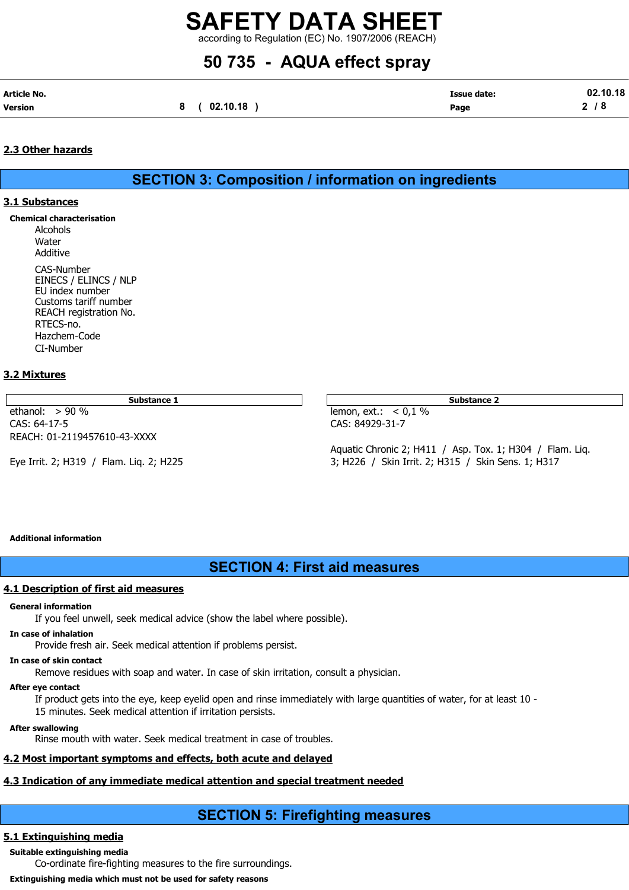### 2.3 Other hazards

## SECTION 3: Composition / information on ingredients

### 3.1 Substances

**Chemical characterisation**

Alcohols
Water
Additive

CAS-Number
EINECS / ELINCS / NLP
EU index number
Customs tariff number
REACH registration No.
RTECS-no.
Hazchem-Code
CI-Number

### 3.2 Mixtures

| Substance 1 | Substance 2 |
|---|---|
| ethanol: > 90 %<br>CAS: 64-17-5<br>REACH: 01-2119457610-43-XXXX<br><br>Eye Irrit. 2; H319 / Flam. Liq. 2; H225 | lemon, ext.: < 0,1 %<br>CAS: 84929-31-7<br><br>Aquatic Chronic 2; H411 / Asp. Tox. 1; H304 / Flam. Liq. 3; H226 / Skin Irrit. 2; H315 / Skin Sens. 1; H317 |

**Additional information**

## SECTION 4: First aid measures

### 4.1 Description of first aid measures

**General information**

If you feel unwell, seek medical advice (show the label where possible).

**In case of inhalation**

Provide fresh air. Seek medical attention if problems persist.

**In case of skin contact**

Remove residues with soap and water. In case of skin irritation, consult a physician.

**After eye contact**

If product gets into the eye, keep eyelid open and rinse immediately with large quantities of water, for at least 10 - 15 minutes. Seek medical attention if irritation persists.

**After swallowing**

Rinse mouth with water. Seek medical treatment in case of troubles.

### 4.2 Most important symptoms and effects, both acute and delayed

### 4.3 Indication of any immediate medical attention and special treatment needed

## SECTION 5: Firefighting measures

### 5.1 Extinguishing media

**Suitable extinguishing media**

Co-ordinate fire-fighting measures to the fire surroundings.

**Extinguishing media which must not be used for safety reasons**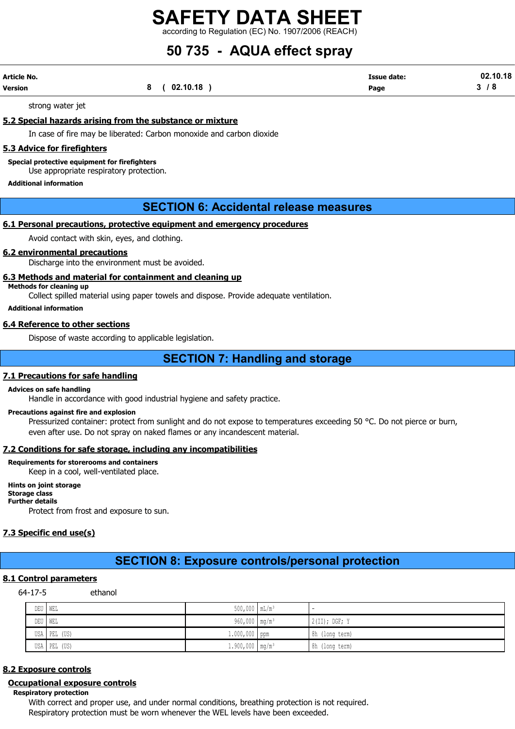strong water jet

### 5.2 Special hazards arising from the substance or mixture

In case of fire may be liberated: Carbon monoxide and carbon dioxide

### 5.3 Advice for firefighters

**Special protective equipment for firefighters**

Use appropriate respiratory protection.

**Additional information**

## SECTION 6: Accidental release measures

### 6.1 Personal precautions, protective equipment and emergency procedures

Avoid contact with skin, eyes, and clothing.

### 6.2 environmental precautions

Discharge into the environment must be avoided.

### 6.3 Methods and material for containment and cleaning up

**Methods for cleaning up**

Collect spilled material using paper towels and dispose. Provide adequate ventilation.

**Additional information**

### 6.4 Reference to other sections

Dispose of waste according to applicable legislation.

## SECTION 7: Handling and storage

### 7.1 Precautions for safe handling

**Advices on safe handling**

Handle in accordance with good industrial hygiene and safety practice.

**Precautions against fire and explosion**

Pressurized container: protect from sunlight and do not expose to temperatures exceeding 50 °C. Do not pierce or burn, even after use. Do not spray on naked flames or any incandescent material.

### 7.2 Conditions for safe storage, including any incompatibilities

**Requirements for storerooms and containers**

Keep in a cool, well-ventilated place.

**Hints on joint storage**

**Storage class**

**Further details**

Protect from frost and exposure to sun.

### 7.3 Specific end use(s)

## SECTION 8: Exposure controls/personal protection

### 8.1 Control parameters

64-17-5 ethanol

| | | | | |
|---|---|---|---|---|
| DEU | WEL | 500,000 | mL/m³ | - |
| DEU | WEL | 960,000 | mg/m³ | 2(II); DGF; Y |
| USA | PEL (US) | 1.000,000 | ppm | 8h (long term) |
| USA | PEL (US) | 1.900,000 | mg/m³ | 8h (long term) |

### 8.2 Exposure controls

**Occupational exposure controls**

**Respiratory protection**

With correct and proper use, and under normal conditions, breathing protection is not required.
Respiratory protection must be worn whenever the WEL levels have been exceeded.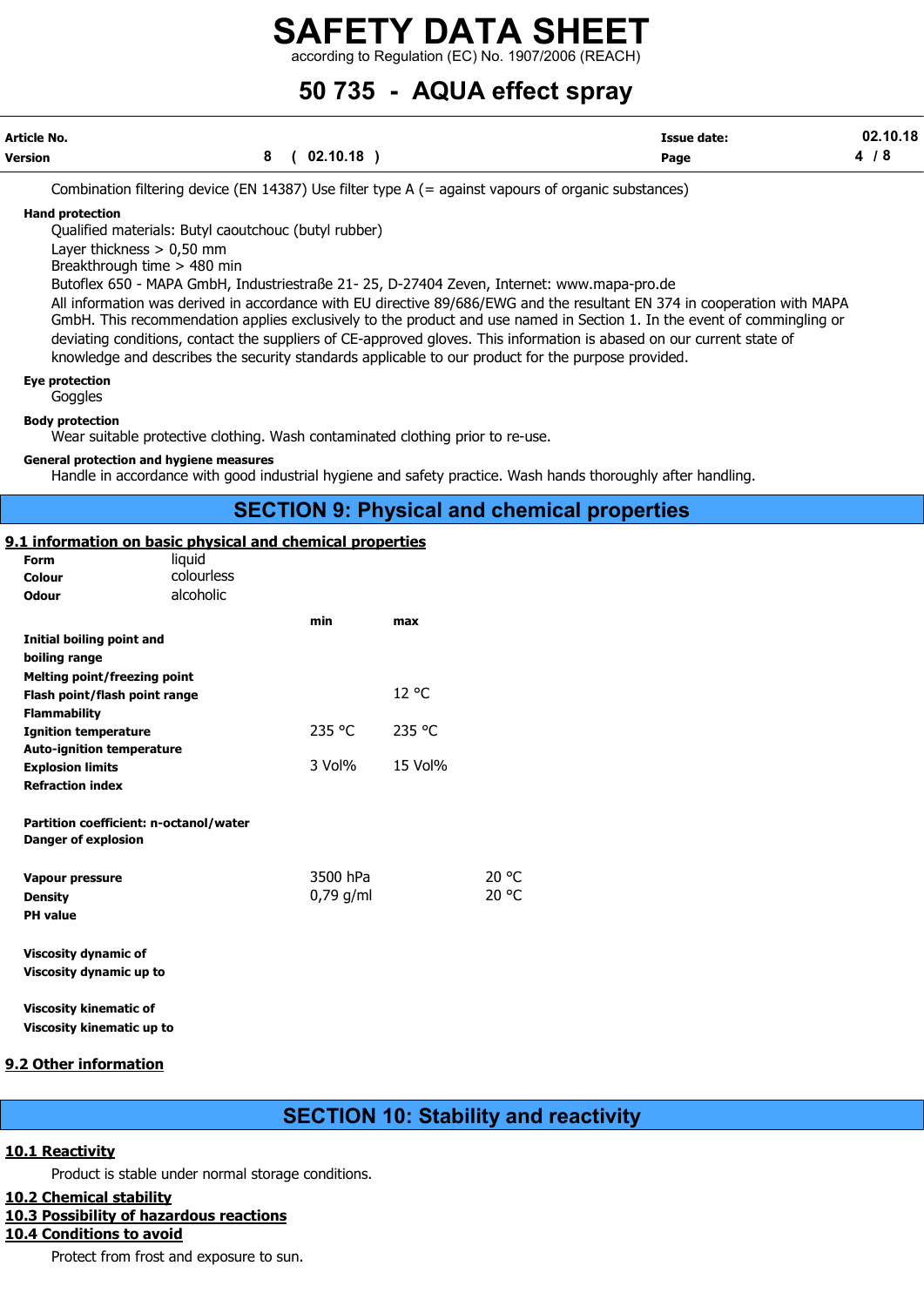Combination filtering device (EN 14387) Use filter type A (= against vapours of organic substances)

**Hand protection**

Qualified materials: Butyl caoutchouc (butyl rubber)
Layer thickness > 0,50 mm
Breakthrough time > 480 min
Butoflex 650 - MAPA GmbH, Industriestraße 21- 25, D-27404 Zeven, Internet: www.mapa-pro.de
All information was derived in accordance with EU directive 89/686/EWG and the resultant EN 374 in cooperation with MAPA GmbH. This recommendation applies exclusively to the product and use named in Section 1. In the event of commingling or deviating conditions, contact the suppliers of CE-approved gloves. This information is abased on our current state of knowledge and describes the security standards applicable to our product for the purpose provided.

**Eye protection**

Goggles

**Body protection**

Wear suitable protective clothing. Wash contaminated clothing prior to re-use.

**General protection and hygiene measures**

Handle in accordance with good industrial hygiene and safety practice. Wash hands thoroughly after handling.

## SECTION 9: Physical and chemical properties

### 9.1 information on basic physical and chemical properties

| | |
|---|---|
| **Form** | liquid |
| **Colour** | colourless |
| **Odour** | alcoholic |

| | min | max | |
|---|---|---|---|
| **Initial boiling point and boiling range** | | | |
| **Melting point/freezing point** | | | |
| **Flash point/flash point range** | | 12 °C | |
| **Flammability** | | | |
| **Ignition temperature** | 235 °C | 235 °C | |
| **Auto-ignition temperature** | | | |
| **Explosion limits** | 3 Vol% | 15 Vol% | |
| **Refraction index** | | | |
| **Partition coefficient: n-octanol/water** | | | |
| **Danger of explosion** | | | |
| **Vapour pressure** | 3500 hPa | | 20 °C |
| **Density** | 0,79 g/ml | | 20 °C |
| **PH value** | | | |
| **Viscosity dynamic of** | | | |
| **Viscosity dynamic up to** | | | |
| **Viscosity kinematic of** | | | |
| **Viscosity kinematic up to** | | | |

### 9.2 Other information

## SECTION 10: Stability and reactivity

### 10.1 Reactivity

Product is stable under normal storage conditions.

### 10.2 Chemical stability

### 10.3 Possibility of hazardous reactions

### 10.4 Conditions to avoid

Protect from frost and exposure to sun.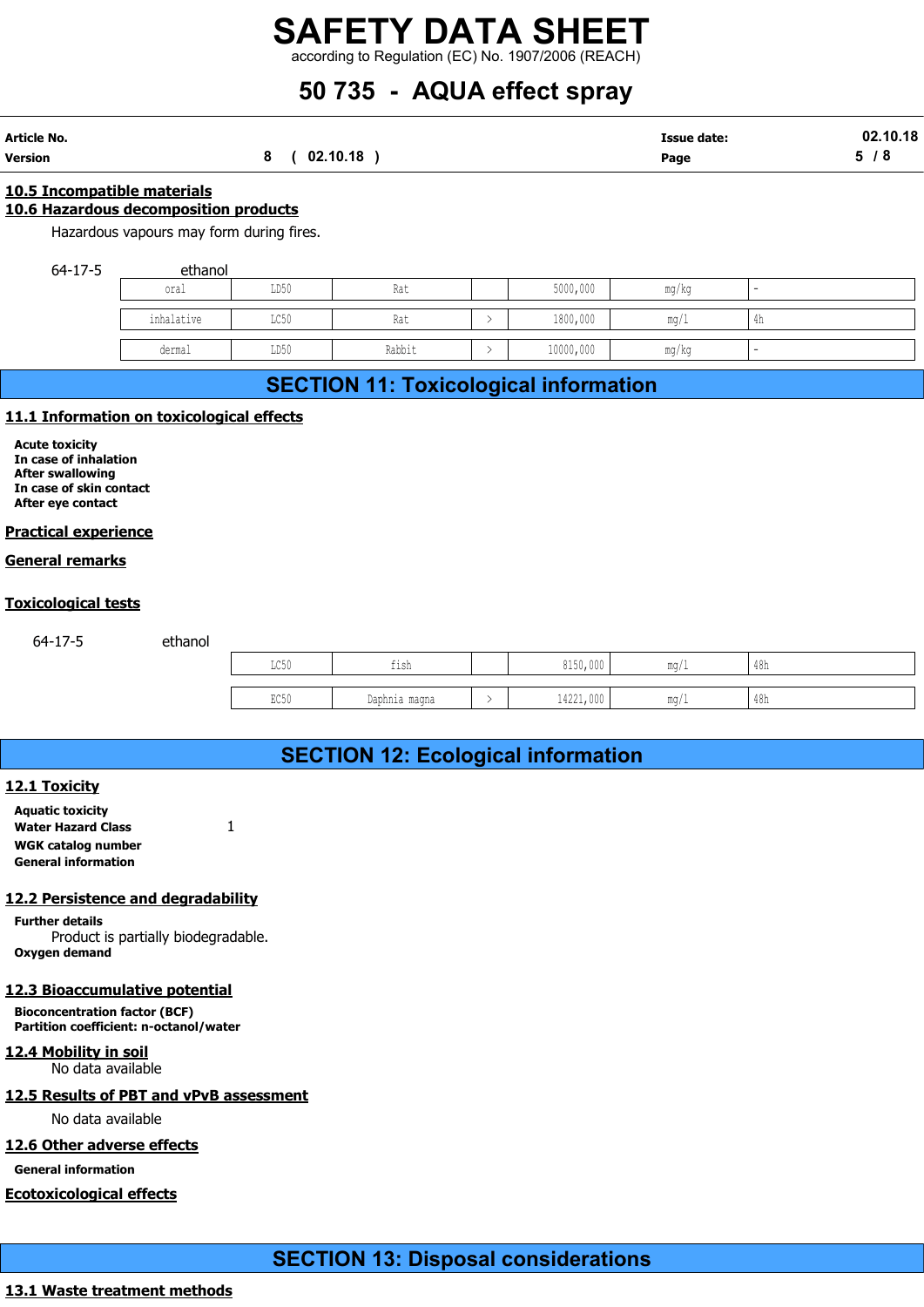#### 10.5 Incompatible materials

#### 10.6 Hazardous decomposition products

Hazardous vapours may form during fires.

64-17-5 ethanol

| | | | | | | |
|---|---|---|---|---|---|---|
| oral | LD50 | Rat | | 5000,000 | mg/kg | - |
| inhalative | LC50 | Rat | > | 1800,000 | mg/l | 4h |
| dermal | LD50 | Rabbit | > | 10000,000 | mg/kg | - |

## SECTION 11: Toxicological information

#### 11.1 Information on toxicological effects

**Acute toxicity**
**In case of inhalation**
**After swallowing**
**In case of skin contact**
**After eye contact**

#### Practical experience

#### General remarks

#### Toxicological tests

64-17-5 ethanol

| | | | | | |
|---|---|---|---|---|---|
| LC50 | fish | | 8150,000 | mg/l | 48h |
| EC50 | Daphnia magna | > | 14221,000 | mg/l | 48h |

## SECTION 12: Ecological information

#### 12.1 Toxicity

**Aquatic toxicity**
**Water Hazard Class** 1
**WGK catalog number**
**General information**

#### 12.2 Persistence and degradability

**Further details**

Product is partially biodegradable.

**Oxygen demand**

#### 12.3 Bioaccumulative potential

**Bioconcentration factor (BCF)**
**Partition coefficient: n-octanol/water**

#### 12.4 Mobility in soil

No data available

#### 12.5 Results of PBT and vPvB assessment

No data available

#### 12.6 Other adverse effects

**General information**

#### Ecotoxicological effects

## SECTION 13: Disposal considerations

#### 13.1 Waste treatment methods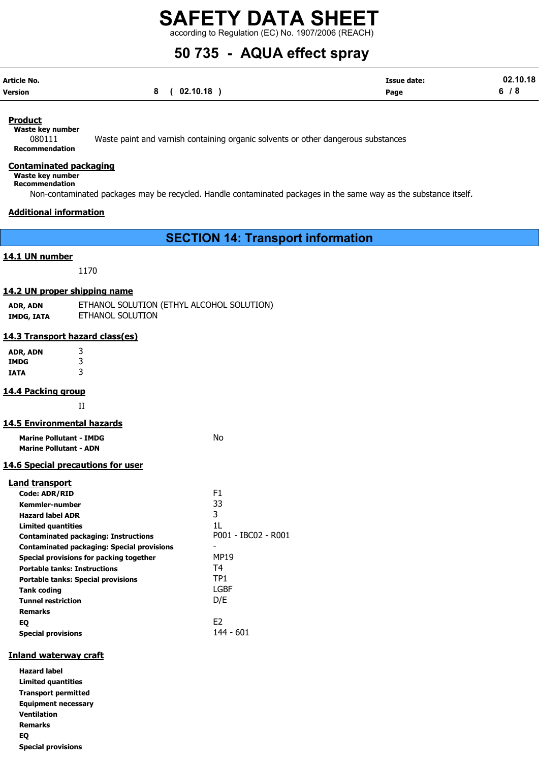# SAFETY DATA SHEET

according to Regulation (EC) No. 1907/2006 (REACH)

# 50 735 - AQUA effect spray

| | | | |
|---|---|---|---|
| **Article No.** | | **Issue date:** | 02.10.18 |
| **Version** | 8 ( 02.10.18 ) | **Page** | 6 / 8 |

**Product**

**Waste key number**

080111 Waste paint and varnish containing organic solvents or other dangerous substances

**Recommendation**

**Contaminated packaging**

**Waste key number**

**Recommendation**

Non-contaminated packages may be recycled. Handle contaminated packages in the same way as the substance itself.

**Additional information**

## SECTION 14: Transport information

### 14.1 UN number

1170

### 14.2 UN proper shipping name

| | |
|---|---|
| **ADR, ADN** | ETHANOL SOLUTION (ETHYL ALCOHOL SOLUTION) |
| **IMDG, IATA** | ETHANOL SOLUTION |

### 14.3 Transport hazard class(es)

| | |
|---|---|
| **ADR, ADN** | 3 |
| **IMDG** | 3 |
| **IATA** | 3 |

### 14.4 Packing group

II

### 14.5 Environmental hazards

| | |
|---|---|
| **Marine Pollutant - IMDG** | No |
| **Marine Pollutant - ADN** | |

### 14.6 Special precautions for user

**Land transport**

| | |
|---|---|
| **Code: ADR/RID** | F1 |
| **Kemmler-number** | 33 |
| **Hazard label ADR** | 3 |
| **Limited quantities** | 1L |
| **Contaminated packaging: Instructions** | P001 - IBC02 - R001 |
| **Contaminated packaging: Special provisions** | - |
| **Special provisions for packing together** | MP19 |
| **Portable tanks: Instructions** | T4 |
| **Portable tanks: Special provisions** | TP1 |
| **Tank coding** | LGBF |
| **Tunnel restriction** | D/E |
| **Remarks** | |
| **EQ** | E2 |
| **Special provisions** | 144 - 601 |

**Inland waterway craft**

| | |
|---|---|
| **Hazard label** | |
| **Limited quantities** | |
| **Transport permitted** | |
| **Equipment necessary** | |
| **Ventilation** | |
| **Remarks** | |
| **EQ** | |
| **Special provisions** | |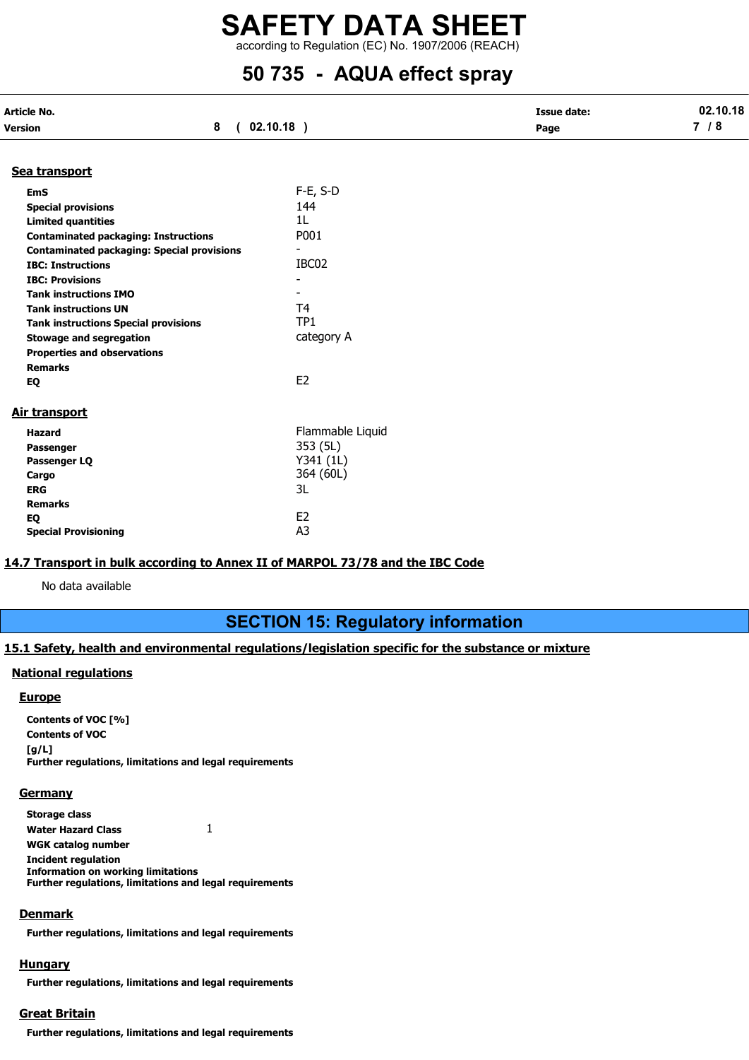### Sea transport

| | |
|---|---|
| **EmS** | F-E, S-D |
| **Special provisions** | 144 |
| **Limited quantities** | 1L |
| **Contaminated packaging: Instructions** | P001 |
| **Contaminated packaging: Special provisions** | - |
| **IBC: Instructions** | IBC02 |
| **IBC: Provisions** | - |
| **Tank instructions IMO** | - |
| **Tank instructions UN** | T4 |
| **Tank instructions Special provisions** | TP1 |
| **Stowage and segregation** | category A |
| **Properties and observations** | |
| **Remarks** | |
| **EQ** | E2 |

### Air transport

| | |
|---|---|
| **Hazard** | Flammable Liquid |
| **Passenger** | 353 (5L) |
| **Passenger LQ** | Y341 (1L) |
| **Cargo** | 364 (60L) |
| **ERG** | 3L |
| **Remarks** | |
| **EQ** | E2 |
| **Special Provisioning** | A3 |

### 14.7 Transport in bulk according to Annex II of MARPOL 73/78 and the IBC Code

No data available

## SECTION 15: Regulatory information

### 15.1 Safety, health and environmental regulations/legislation specific for the substance or mixture

#### National regulations

##### Europe

**Contents of VOC [%]**

**Contents of VOC [g/L]**

**Further regulations, limitations and legal requirements**

##### Germany

| | |
|---|---|
| **Storage class** | |
| **Water Hazard Class** | 1 |
| **WGK catalog number** | |
| **Incident regulation** | |
| **Information on working limitations** | |
| **Further regulations, limitations and legal requirements** | |

##### Denmark

**Further regulations, limitations and legal requirements**

##### Hungary

**Further regulations, limitations and legal requirements**

##### Great Britain

**Further regulations, limitations and legal requirements**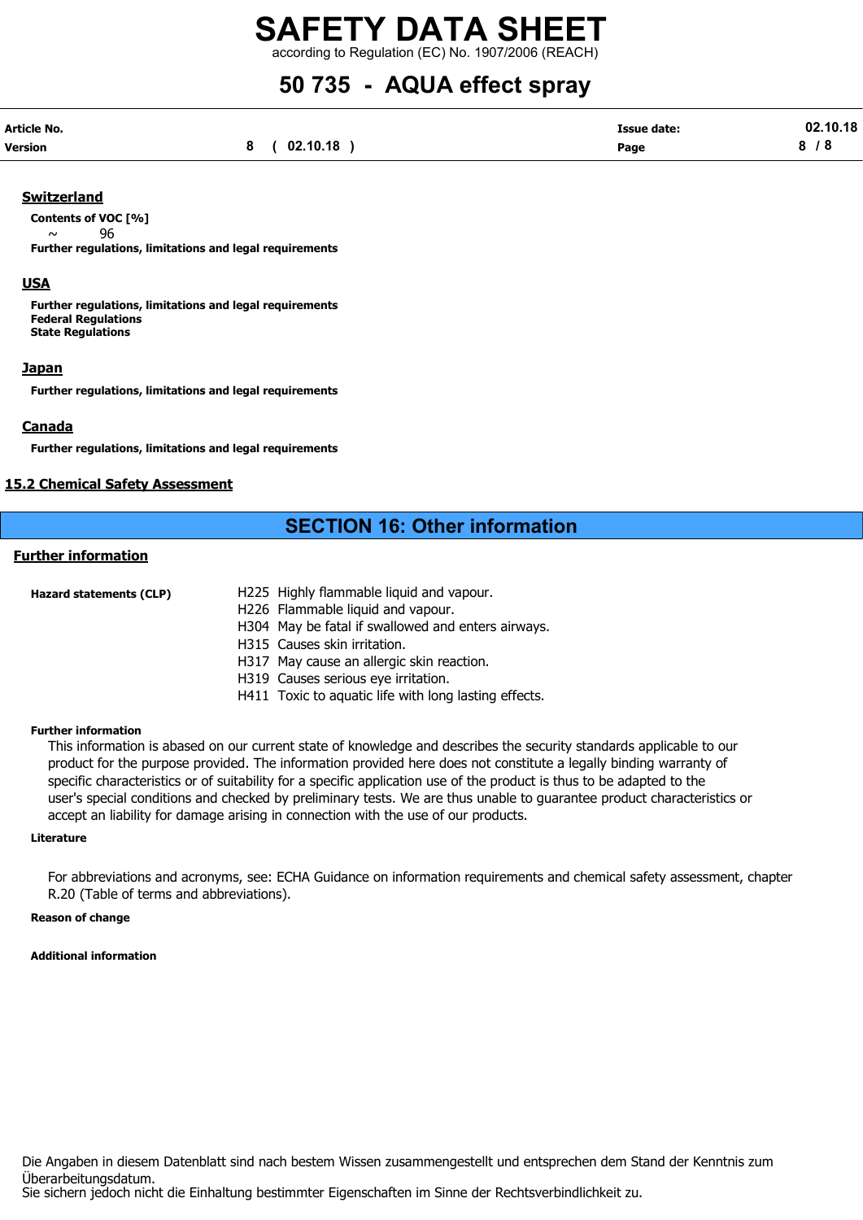### Switzerland

**Contents of VOC [%]**

~ 96

**Further regulations, limitations and legal requirements**

### USA

**Further regulations, limitations and legal requirements**
**Federal Regulations**
**State Regulations**

### Japan

**Further regulations, limitations and legal requirements**

### Canada

**Further regulations, limitations and legal requirements**

## 15.2 Chemical Safety Assessment

# SECTION 16: Other information

## Further information

**Hazard statements (CLP)**

H225 Highly flammable liquid and vapour.
H226 Flammable liquid and vapour.
H304 May be fatal if swallowed and enters airways.
H315 Causes skin irritation.
H317 May cause an allergic skin reaction.
H319 Causes serious eye irritation.
H411 Toxic to aquatic life with long lasting effects.

**Further information**

This information is abased on our current state of knowledge and describes the security standards applicable to our product for the purpose provided. The information provided here does not constitute a legally binding warranty of specific characteristics or of suitability for a specific application use of the product is thus to be adapted to the user's special conditions and checked by preliminary tests. We are thus unable to guarantee product characteristics or accept an liability for damage arising in connection with the use of our products.

**Literature**

For abbreviations and acronyms, see: ECHA Guidance on information requirements and chemical safety assessment, chapter R.20 (Table of terms and abbreviations).

**Reason of change**

**Additional information**

Die Angaben in diesem Datenblatt sind nach bestem Wissen zusammengestellt und entsprechen dem Stand der Kenntnis zum Überarbeitungsdatum.
Sie sichern jedoch nicht die Einhaltung bestimmter Eigenschaften im Sinne der Rechtsverbindlichkeit zu.